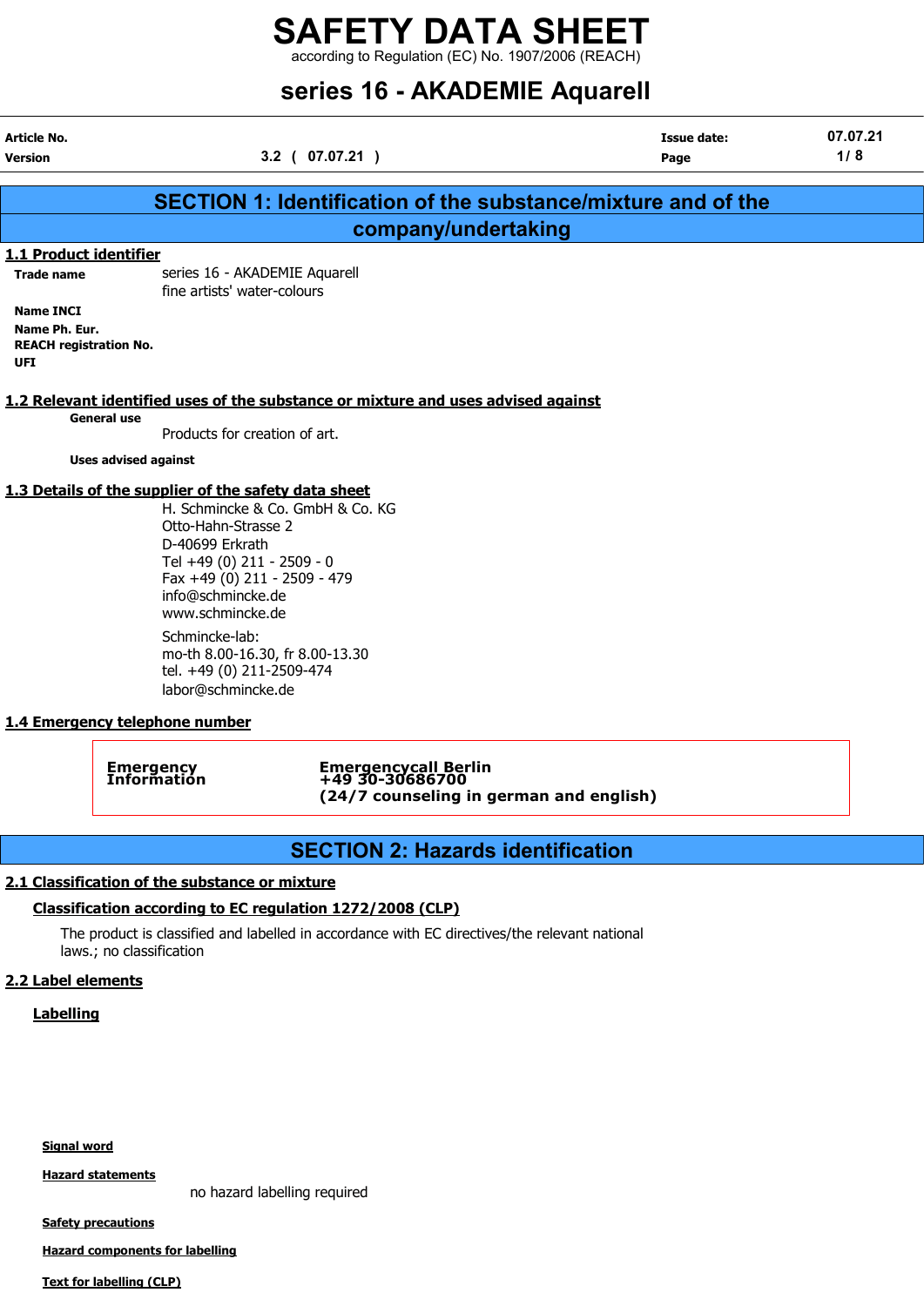# SAFETY DATA SHEET

according to Regulation (EC) No. 1907/2006 (REACH)

## series 16 - AKADEMIE Aquarell

| | | | |
|---|---|---|---|
| **Article No.** | | **Issue date:** | 07.07.21 |
| **Version** | 3.2 ( 07.07.21 ) | | |

## SECTION 1: Identification of the substance/mixture and of the company/undertaking

### 1.1 Product identifier

**Trade name** series 16 - AKADEMIE Aquarell
fine artists' water-colours

**Name INCI**

**Name Ph. Eur.**

**REACH registration No.**

**UFI**

### 1.2 Relevant identified uses of the substance or mixture and uses advised against

**General use**

Products for creation of art.

**Uses advised against**

### 1.3 Details of the supplier of the safety data sheet

H. Schmincke & Co. GmbH & Co. KG
Otto-Hahn-Strasse 2
D-40699 Erkrath
Tel +49 (0) 211 - 2509 - 0
Fax +49 (0) 211 - 2509 - 479
info@schmincke.de
www.schmincke.de

Schmincke-lab:
mo-th 8.00-16.30, fr 8.00-13.30
tel. +49 (0) 211-2509-474
labor@schmincke.de

### 1.4 Emergency telephone number

| | |
|---|---|
| **Emergency Information** | **Emergencycall Berlin**<br>**+49 30-30686700**<br>**(24/7 counseling in german and english)** |

## SECTION 2: Hazards identification

### 2.1 Classification of the substance or mixture

#### Classification according to EC regulation 1272/2008 (CLP)

The product is classified and labelled in accordance with EC directives/the relevant national laws.; no classification

### 2.2 Label elements

#### Labelling

**Signal word**

**Hazard statements**

no hazard labelling required

**Safety precautions**

**Hazard components for labelling**

**Text for labelling (CLP)**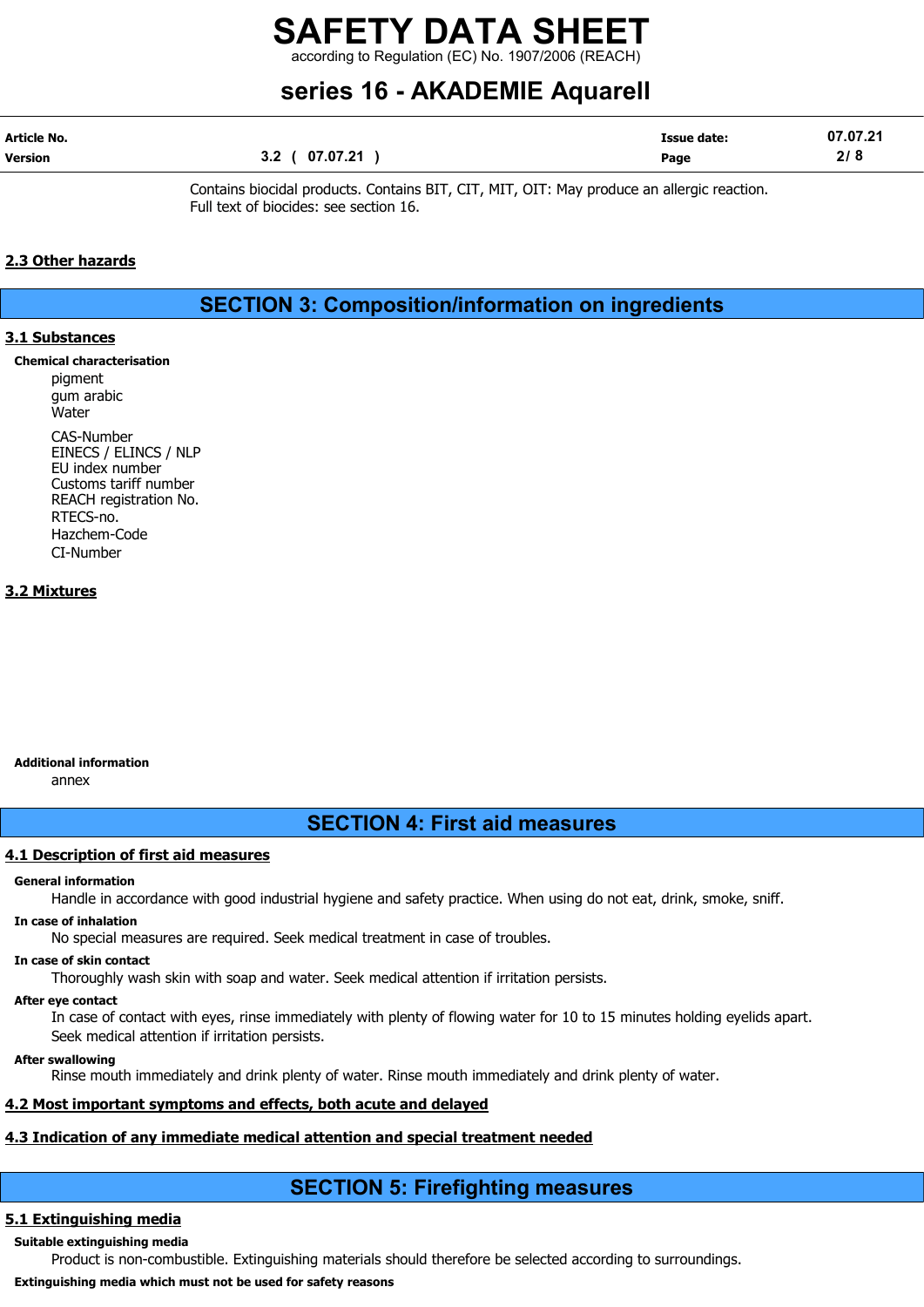Contains biocidal products. Contains BIT, CIT, MIT, OIT: May produce an allergic reaction.
Full text of biocides: see section 16.

### 2.3 Other hazards

## SECTION 3: Composition/information on ingredients

### 3.1 Substances

**Chemical characterisation**

pigment
gum arabic
Water

CAS-Number
EINECS / ELINCS / NLP
EU index number
Customs tariff number
REACH registration No.
RTECS-no.
Hazchem-Code
CI-Number

### 3.2 Mixtures

**Additional information**

annex

## SECTION 4: First aid measures

### 4.1 Description of first aid measures

**General information**

Handle in accordance with good industrial hygiene and safety practice. When using do not eat, drink, smoke, sniff.

**In case of inhalation**

No special measures are required. Seek medical treatment in case of troubles.

**In case of skin contact**

Thoroughly wash skin with soap and water. Seek medical attention if irritation persists.

**After eye contact**

In case of contact with eyes, rinse immediately with plenty of flowing water for 10 to 15 minutes holding eyelids apart.
Seek medical attention if irritation persists.

**After swallowing**

Rinse mouth immediately and drink plenty of water. Rinse mouth immediately and drink plenty of water.

### 4.2 Most important symptoms and effects, both acute and delayed

### 4.3 Indication of any immediate medical attention and special treatment needed

## SECTION 5: Firefighting measures

### 5.1 Extinguishing media

**Suitable extinguishing media**

Product is non-combustible. Extinguishing materials should therefore be selected according to surroundings.

**Extinguishing media which must not be used for safety reasons**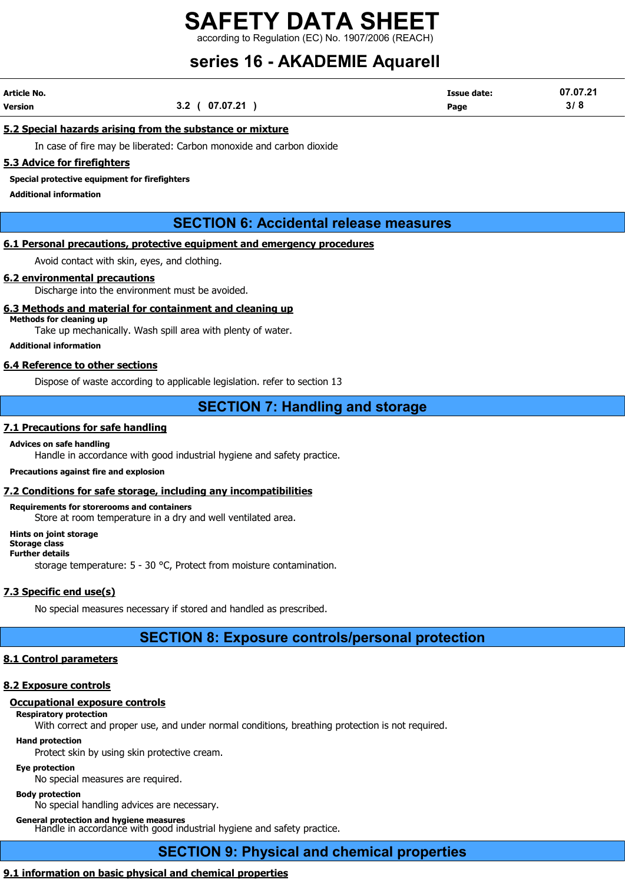## 5.2 Special hazards arising from the substance or mixture

In case of fire may be liberated: Carbon monoxide and carbon dioxide

## 5.3 Advice for firefighters

**Special protective equipment for firefighters**

**Additional information**

# SECTION 6: Accidental release measures

## 6.1 Personal precautions, protective equipment and emergency procedures

Avoid contact with skin, eyes, and clothing.

## 6.2 environmental precautions

Discharge into the environment must be avoided.

## 6.3 Methods and material for containment and cleaning up

**Methods for cleaning up**

Take up mechanically. Wash spill area with plenty of water.

**Additional information**

## 6.4 Reference to other sections

Dispose of waste according to applicable legislation. refer to section 13

# SECTION 7: Handling and storage

## 7.1 Precautions for safe handling

**Advices on safe handling**

Handle in accordance with good industrial hygiene and safety practice.

**Precautions against fire and explosion**

## 7.2 Conditions for safe storage, including any incompatibilities

**Requirements for storerooms and containers**

Store at room temperature in a dry and well ventilated area.

**Hints on joint storage**

**Storage class**

**Further details**

storage temperature: 5 - 30 °C, Protect from moisture contamination.

## 7.3 Specific end use(s)

No special measures necessary if stored and handled as prescribed.

# SECTION 8: Exposure controls/personal protection

## 8.1 Control parameters

## 8.2 Exposure controls

### Occupational exposure controls

**Respiratory protection**

With correct and proper use, and under normal conditions, breathing protection is not required.

**Hand protection**

Protect skin by using skin protective cream.

**Eye protection**

No special measures are required.

**Body protection**

No special handling advices are necessary.

**General protection and hygiene measures**

Handle in accordance with good industrial hygiene and safety practice.

# SECTION 9: Physical and chemical properties

## 9.1 information on basic physical and chemical properties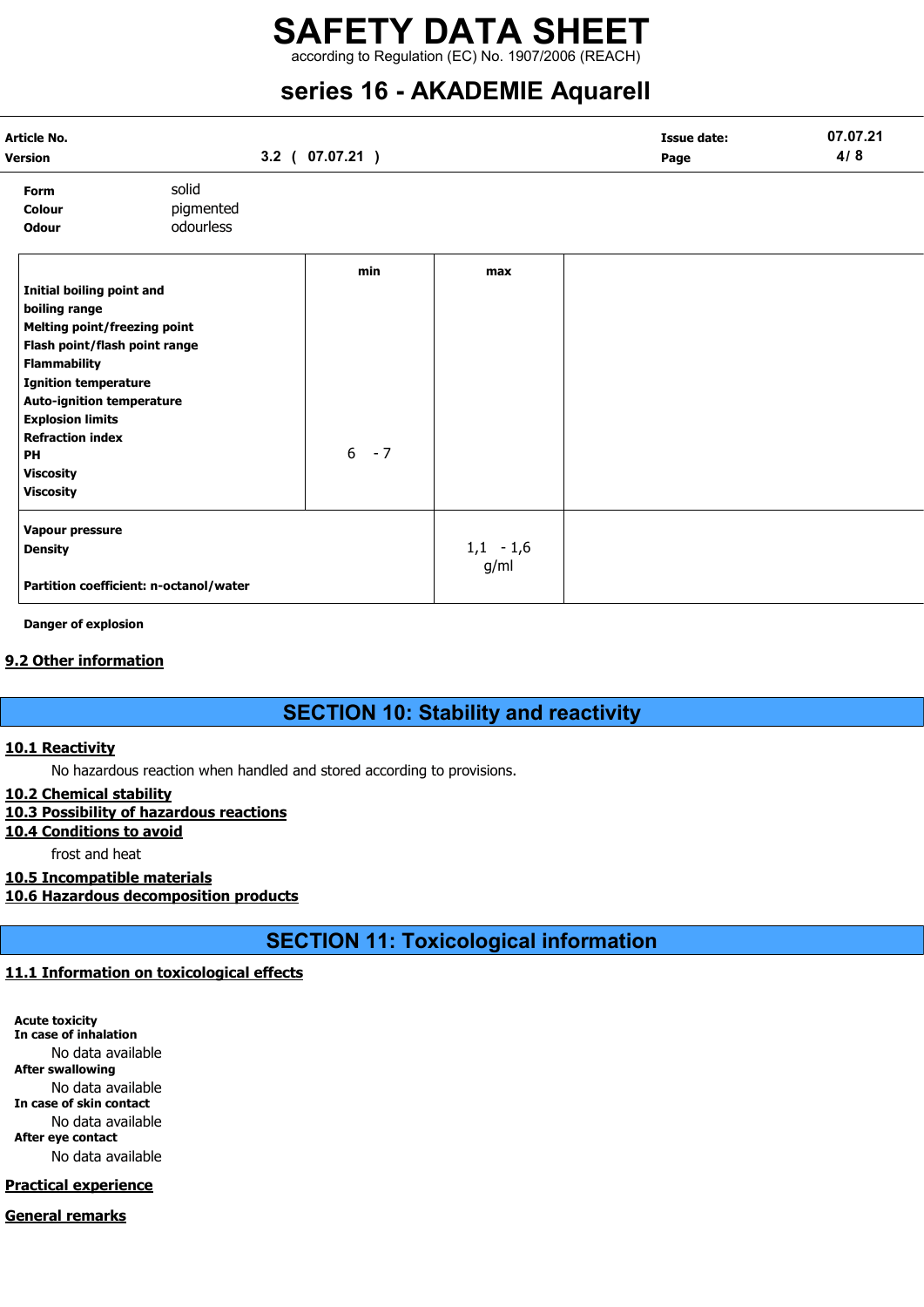| | | |
|---|---|---|
| **Form** | solid | |
| **Colour** | pigmented | |
| **Odour** | odourless | |

| | min | max | |
|---|---|---|---|
| **Initial boiling point and boiling range** | | | |
| **Melting point/freezing point** | | | |
| **Flash point/flash point range** | | | |
| **Flammability** | | | |
| **Ignition temperature** | | | |
| **Auto-ignition temperature** | | | |
| **Explosion limits** | | | |
| **Refraction index** | | | |
| **PH** | 6 - 7 | | |
| **Viscosity** | | | |
| **Viscosity** | | | |
| **Vapour pressure** | | | |
| **Density** | | 1,1 - 1,6 g/ml | |
| **Partition coefficient: n-octanol/water** | | | |

**Danger of explosion**

## 9.2 Other information

# SECTION 10: Stability and reactivity

## 10.1 Reactivity

No hazardous reaction when handled and stored according to provisions.

## 10.2 Chemical stability

## 10.3 Possibility of hazardous reactions

## 10.4 Conditions to avoid

frost and heat

## 10.5 Incompatible materials

## 10.6 Hazardous decomposition products

# SECTION 11: Toxicological information

## 11.1 Information on toxicological effects

**Acute toxicity**

**In case of inhalation**

No data available

**After swallowing**

No data available

**In case of skin contact**

No data available

**After eye contact**

No data available

## Practical experience

## General remarks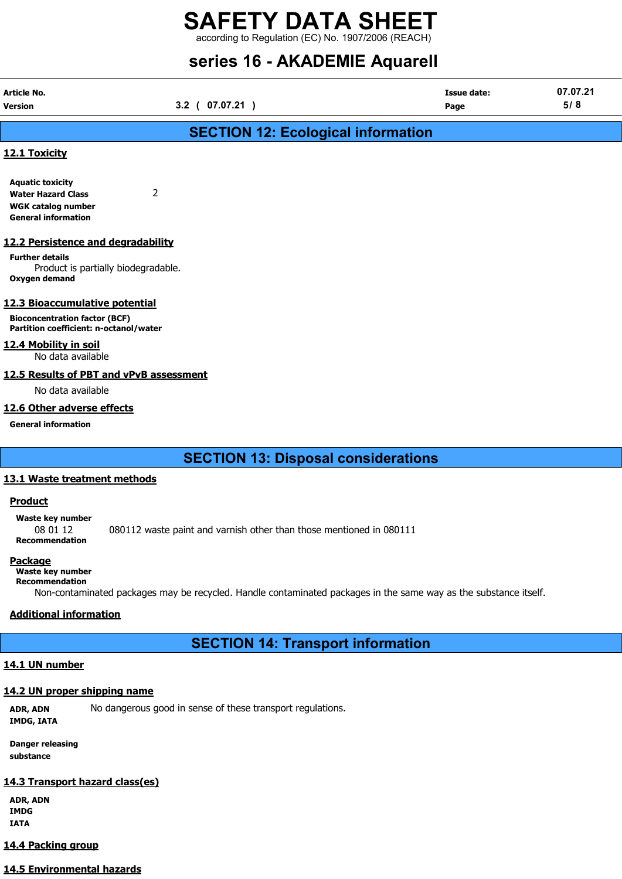# SAFETY DATA SHEET

according to Regulation (EC) No. 1907/2006 (REACH)

## series 16 - AKADEMIE Aquarell

| Article No. | | Issue date: | 07.07.21 |
|---|---|---|---|
| Version | 3.2 ( 07.07.21 ) | | |

## SECTION 12: Ecological information

### 12.1 Toxicity

**Aquatic toxicity**
**Water Hazard Class** 2
**WGK catalog number**
**General information**

### 12.2 Persistence and degradability

**Further details**
Product is partially biodegradable.
**Oxygen demand**

### 12.3 Bioaccumulative potential

**Bioconcentration factor (BCF)**
**Partition coefficient: n-octanol/water**

### 12.4 Mobility in soil

No data available

### 12.5 Results of PBT and vPvB assessment

No data available

### 12.6 Other adverse effects

**General information**

## SECTION 13: Disposal considerations

### 13.1 Waste treatment methods

**Product**

**Waste key number**
08 01 12 080112 waste paint and varnish other than those mentioned in 080111
**Recommendation**

**Package**

**Waste key number**
**Recommendation**
Non-contaminated packages may be recycled. Handle contaminated packages in the same way as the substance itself.

**Additional information**

## SECTION 14: Transport information

### 14.1 UN number

### 14.2 UN proper shipping name

**ADR, ADN** No dangerous good in sense of these transport regulations.
**IMDG, IATA**

**Danger releasing substance**

### 14.3 Transport hazard class(es)

**ADR, ADN**
**IMDG**
**IATA**

### 14.4 Packing group

### 14.5 Environmental hazards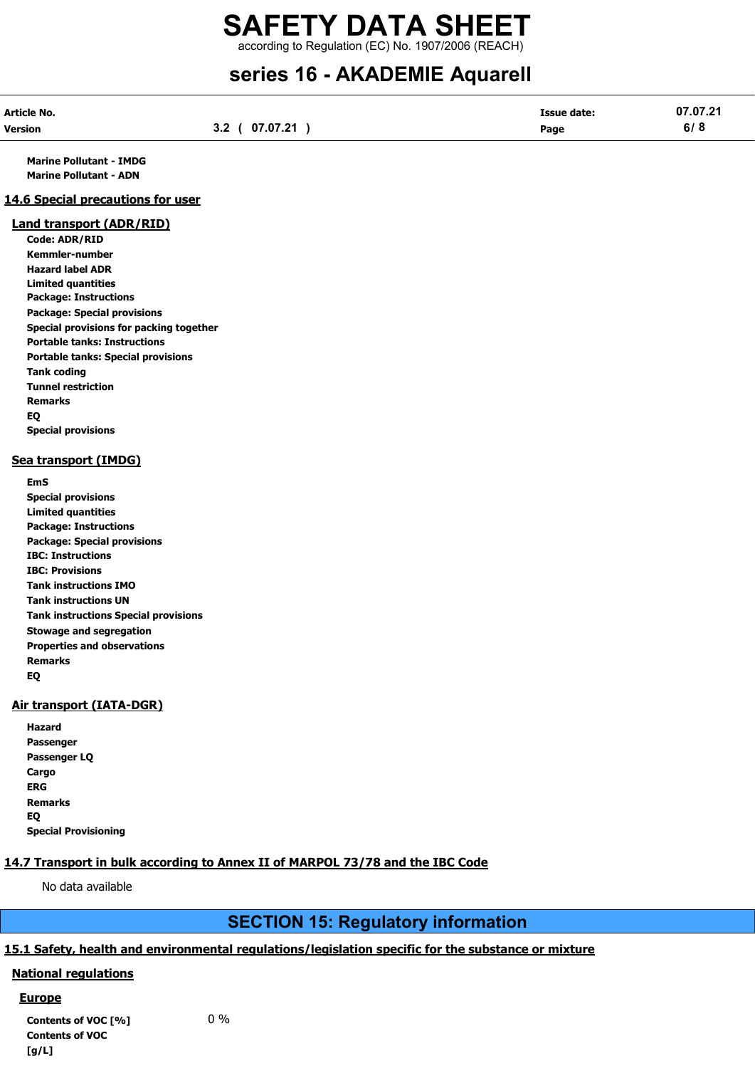**Marine Pollutant - IMDG**
**Marine Pollutant - ADN**

## 14.6 Special precautions for user

### Land transport (ADR/RID)

**Code: ADR/RID**
**Kemmler-number**
**Hazard label ADR**
**Limited quantities**
**Package: Instructions**
**Package: Special provisions**
**Special provisions for packing together**
**Portable tanks: Instructions**
**Portable tanks: Special provisions**
**Tank coding**
**Tunnel restriction**
**Remarks**
**EQ**
**Special provisions**

### Sea transport (IMDG)

**EmS**
**Special provisions**
**Limited quantities**
**Package: Instructions**
**Package: Special provisions**
**IBC: Instructions**
**IBC: Provisions**
**Tank instructions IMO**
**Tank instructions UN**
**Tank instructions Special provisions**
**Stowage and segregation**
**Properties and observations**
**Remarks**
**EQ**

### Air transport (IATA-DGR)

**Hazard**
**Passenger**
**Passenger LQ**
**Cargo**
**ERG**
**Remarks**
**EQ**
**Special Provisioning**

## 14.7 Transport in bulk according to Annex II of MARPOL 73/78 and the IBC Code

No data available

# SECTION 15: Regulatory information

## 15.1 Safety, health and environmental regulations/legislation specific for the substance or mixture

### National regulations

#### Europe

**Contents of VOC [%]** 0 %
**Contents of VOC [g/L]**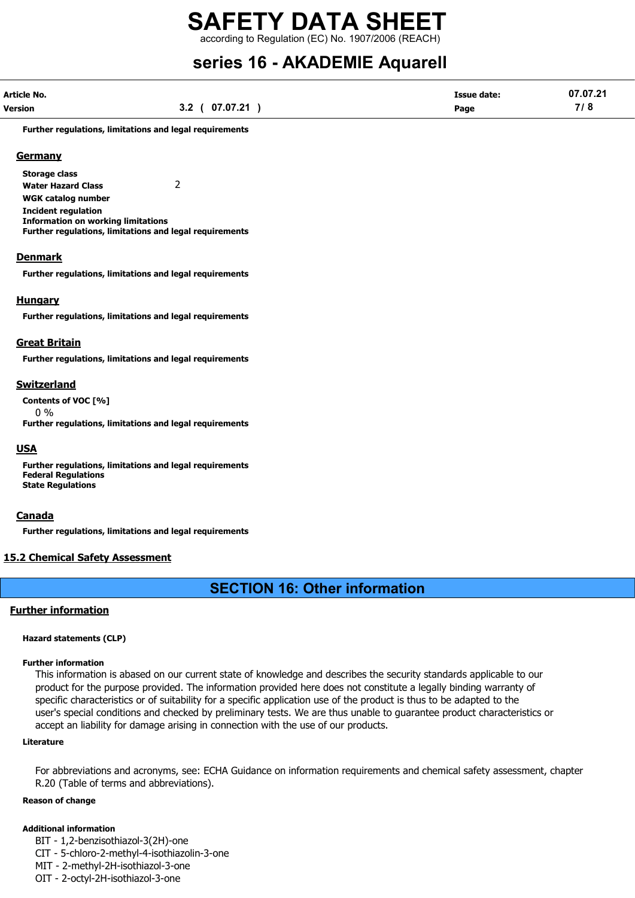**Further regulations, limitations and legal requirements**

## Germany

**Storage class**

**Water Hazard Class** 2

**WGK catalog number**

**Incident regulation**

**Information on working limitations**

**Further regulations, limitations and legal requirements**

## Denmark

**Further regulations, limitations and legal requirements**

## Hungary

**Further regulations, limitations and legal requirements**

## Great Britain

**Further regulations, limitations and legal requirements**

## Switzerland

**Contents of VOC [%]**

0 %

**Further regulations, limitations and legal requirements**

## USA

**Further regulations, limitations and legal requirements**

**Federal Regulations**

**State Regulations**

## Canada

**Further regulations, limitations and legal requirements**

## 15.2 Chemical Safety Assessment

# SECTION 16: Other information

## Further information

**Hazard statements (CLP)**

**Further information**

This information is abased on our current state of knowledge and describes the security standards applicable to our product for the purpose provided. The information provided here does not constitute a legally binding warranty of specific characteristics or of suitability for a specific application use of the product is thus to be adapted to the user's special conditions and checked by preliminary tests. We are thus unable to guarantee product characteristics or accept an liability for damage arising in connection with the use of our products.

**Literature**

For abbreviations and acronyms, see: ECHA Guidance on information requirements and chemical safety assessment, chapter R.20 (Table of terms and abbreviations).

**Reason of change**

**Additional information**

BIT - 1,2-benzisothiazol-3(2H)-one
CIT - 5-chloro-2-methyl-4-isothiazolin-3-one
MIT - 2-methyl-2H-isothiazol-3-one
OIT - 2-octyl-2H-isothiazol-3-one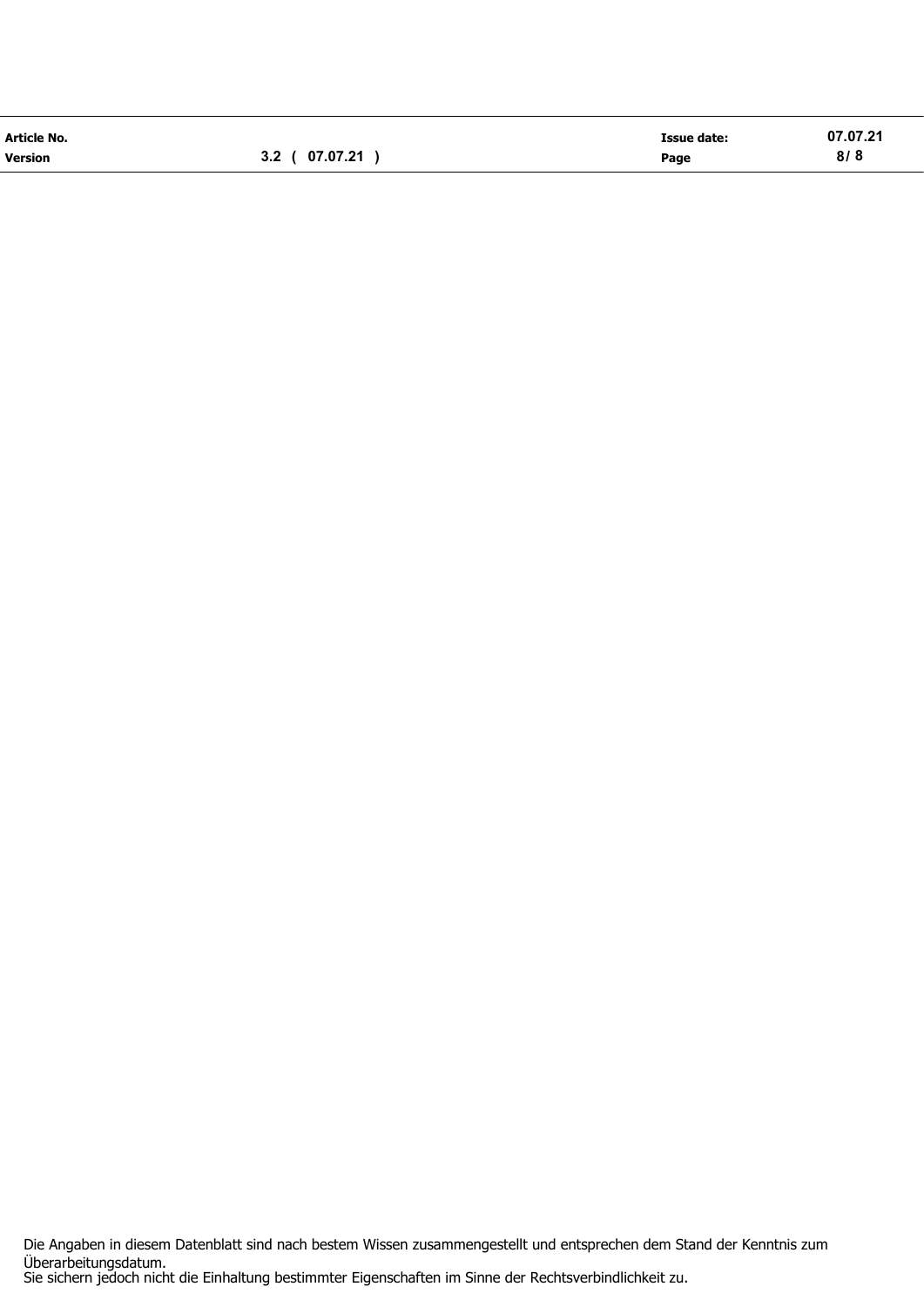Die Angaben in diesem Datenblatt sind nach bestem Wissen zusammengestellt und entsprechen dem Stand der Kenntnis zum Überarbeitungsdatum.
Sie sichern jedoch nicht die Einhaltung bestimmter Eigenschaften im Sinne der Rechtsverbindlichkeit zu.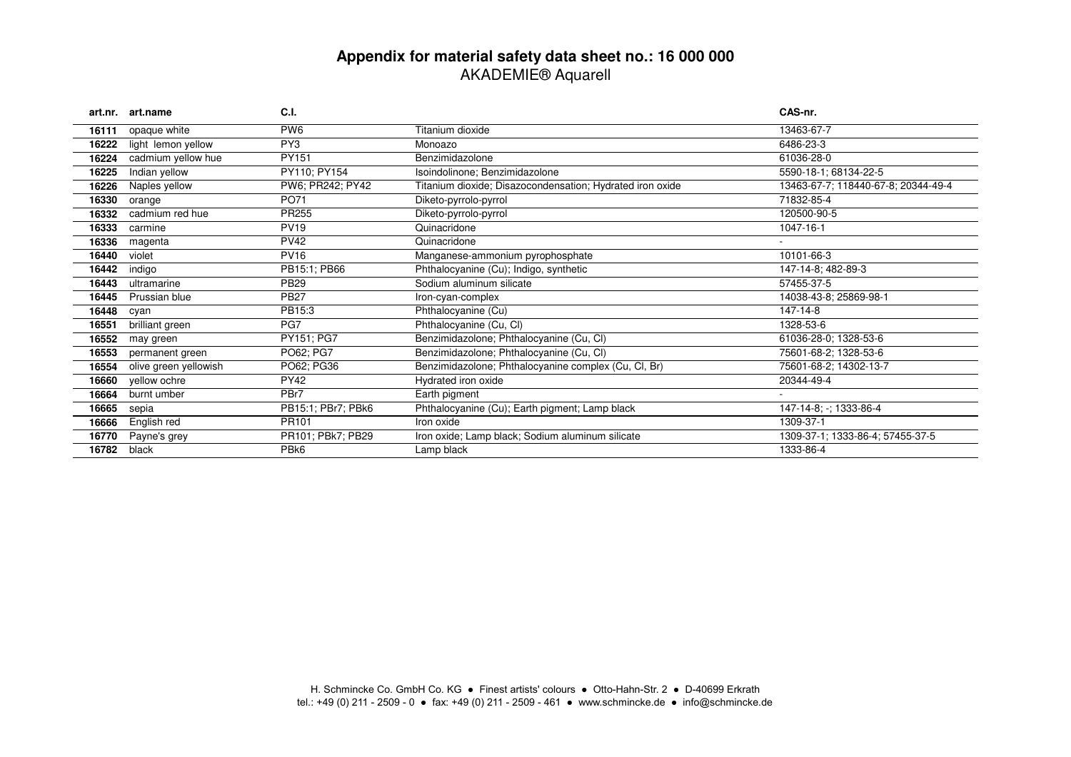**Appendix for material safety data sheet no.: 16 000 000**

AKADEMIE® Aquarell

| art.nr. | art.name | C.I. | | CAS-nr. |
|---|---|---|---|---|
| **16111** | opaque white | PW6 | Titanium dioxide | 13463-67-7 |
| **16222** | light lemon yellow | PY3 | Monoazo | 6486-23-3 |
| **16224** | cadmium yellow hue | PY151 | Benzimidazolone | 61036-28-0 |
| **16225** | Indian yellow | PY110; PY154 | Isoindolinone; Benzimidazolone | 5590-18-1; 68134-22-5 |
| **16226** | Naples yellow | PW6; PR242; PY42 | Titanium dioxide; Disazocondensation; Hydrated iron oxide | 13463-67-7; 118440-67-8; 20344-49-4 |
| **16330** | orange | PO71 | Diketo-pyrrolo-pyrrol | 71832-85-4 |
| **16332** | cadmium red hue | PR255 | Diketo-pyrrolo-pyrrol | 120500-90-5 |
| **16333** | carmine | PV19 | Quinacridone | 1047-16-1 |
| **16336** | magenta | PV42 | Quinacridone | - |
| **16440** | violet | PV16 | Manganese-ammonium pyrophosphate | 10101-66-3 |
| **16442** | indigo | PB15:1; PB66 | Phthalocyanine (Cu); Indigo, synthetic | 147-14-8; 482-89-3 |
| **16443** | ultramarine | PB29 | Sodium aluminum silicate | 57455-37-5 |
| **16445** | Prussian blue | PB27 | Iron-cyan-complex | 14038-43-8; 25869-98-1 |
| **16448** | cyan | PB15:3 | Phthalocyanine (Cu) | 147-14-8 |
| **16551** | brilliant green | PG7 | Phthalocyanine (Cu, Cl) | 1328-53-6 |
| **16552** | may green | PY151; PG7 | Benzimidazolone; Phthalocyanine (Cu, Cl) | 61036-28-0; 1328-53-6 |
| **16553** | permanent green | PO62; PG7 | Benzimidazolone; Phthalocyanine (Cu, Cl) | 75601-68-2; 1328-53-6 |
| **16554** | olive green yellowish | PO62; PG36 | Benzimidazolone; Phthalocyanine complex (Cu, Cl, Br) | 75601-68-2; 14302-13-7 |
| **16660** | yellow ochre | PY42 | Hydrated iron oxide | 20344-49-4 |
| **16664** | burnt umber | PBr7 | Earth pigment | - |
| **16665** | sepia | PB15:1; PBr7; PBk6 | Phthalocyanine (Cu); Earth pigment; Lamp black | 147-14-8; -; 1333-86-4 |
| **16666** | English red | PR101 | Iron oxide | 1309-37-1 |
| **16770** | Payne's grey | PR101; PBk7; PB29 | Iron oxide; Lamp black; Sodium aluminum silicate | 1309-37-1; 1333-86-4; 57455-37-5 |
| **16782** | black | PBk6 | Lamp black | 1333-86-4 |

H. Schmincke Co. GmbH Co. KG ● Finest artists' colours ● Otto-Hahn-Str. 2 ● D-40699 Erkrath
tel.: +49 (0) 211 - 2509 - 0 ● fax: +49 (0) 211 - 2509 - 461 ● www.schmincke.de ● info@schmincke.de